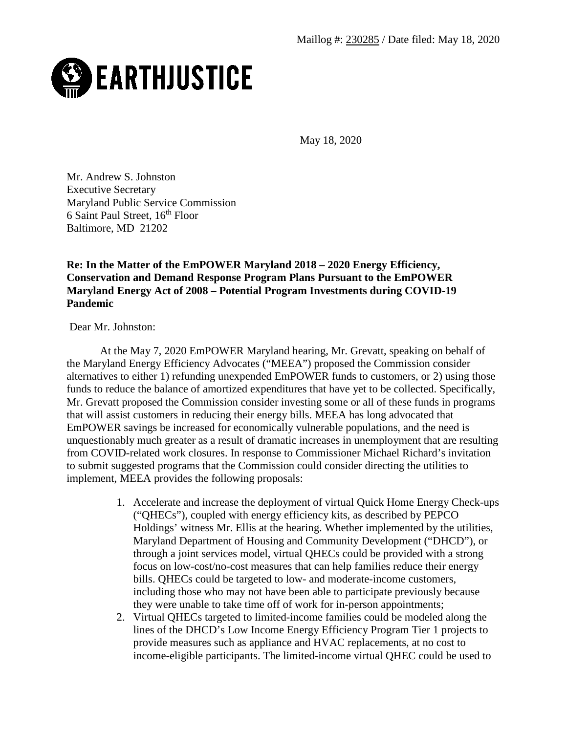Maillog #: 230285 / Date filed: May 18, 2020

**EARTHJUSTICE**

May 18, 2020

Mr. Andrew S. Johnston
Executive Secretary
Maryland Public Service Commission
6 Saint Paul Street, 16th Floor
Baltimore, MD 21202

**Re: In the Matter of the EmPOWER Maryland 2018 – 2020 Energy Efficiency, Conservation and Demand Response Program Plans Pursuant to the EmPOWER Maryland Energy Act of 2008 – Potential Program Investments during COVID-19 Pandemic**

Dear Mr. Johnston:

At the May 7, 2020 EmPOWER Maryland hearing, Mr. Grevatt, speaking on behalf of the Maryland Energy Efficiency Advocates ("MEEA") proposed the Commission consider alternatives to either 1) refunding unexpended EmPOWER funds to customers, or 2) using those funds to reduce the balance of amortized expenditures that have yet to be collected. Specifically, Mr. Grevatt proposed the Commission consider investing some or all of these funds in programs that will assist customers in reducing their energy bills. MEEA has long advocated that EmPOWER savings be increased for economically vulnerable populations, and the need is unquestionably much greater as a result of dramatic increases in unemployment that are resulting from COVID-related work closures. In response to Commissioner Michael Richard's invitation to submit suggested programs that the Commission could consider directing the utilities to implement, MEEA provides the following proposals:

1. Accelerate and increase the deployment of virtual Quick Home Energy Check-ups ("QHECs"), coupled with energy efficiency kits, as described by PEPCO Holdings' witness Mr. Ellis at the hearing. Whether implemented by the utilities, Maryland Department of Housing and Community Development ("DHCD"), or through a joint services model, virtual QHECs could be provided with a strong focus on low-cost/no-cost measures that can help families reduce their energy bills. QHECs could be targeted to low- and moderate-income customers, including those who may not have been able to participate previously because they were unable to take time off of work for in-person appointments;
2. Virtual QHECs targeted to limited-income families could be modeled along the lines of the DHCD's Low Income Energy Efficiency Program Tier 1 projects to provide measures such as appliance and HVAC replacements, at no cost to income-eligible participants. The limited-income virtual QHEC could be used to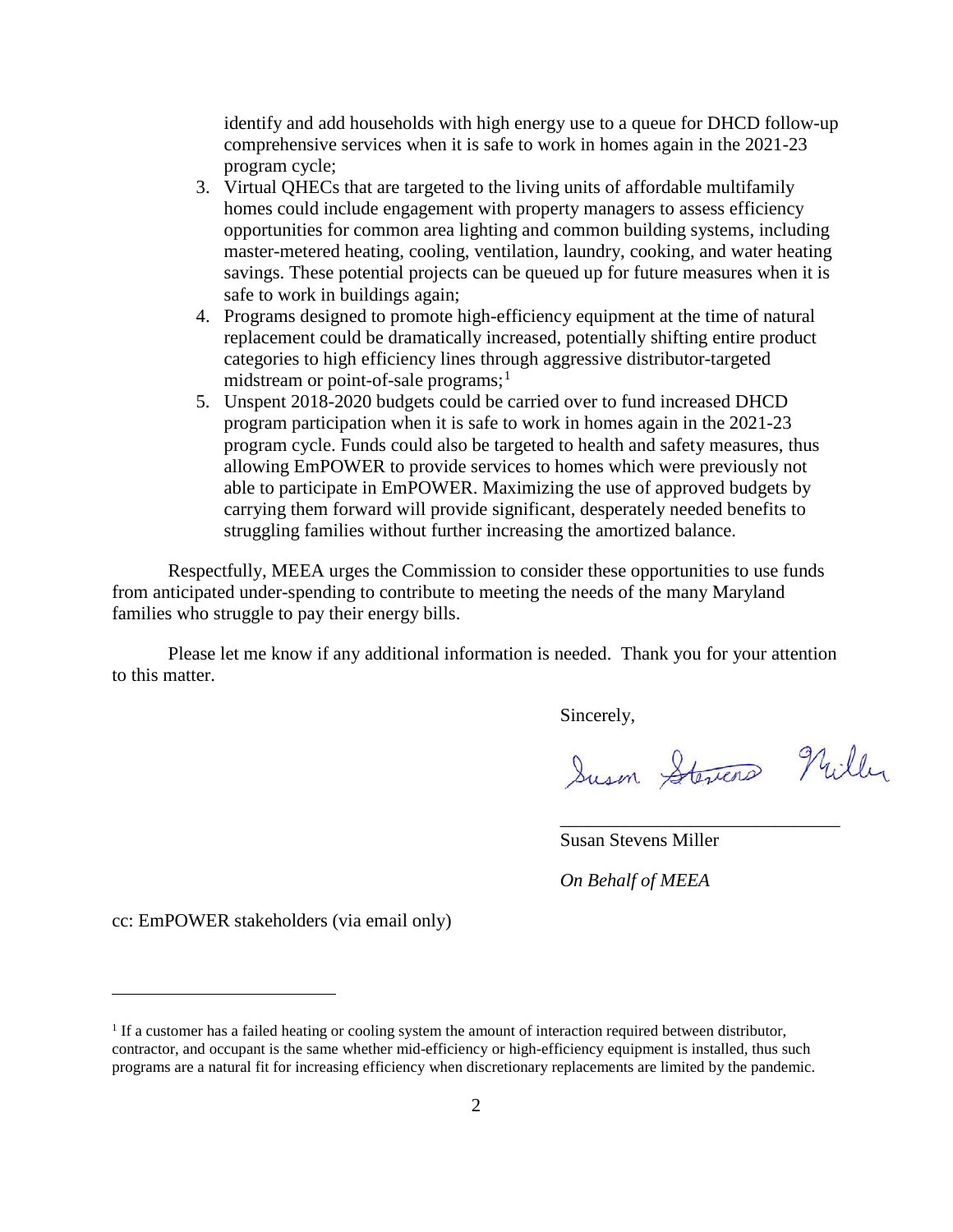identify and add households with high energy use to a queue for DHCD follow-up comprehensive services when it is safe to work in homes again in the 2021-23 program cycle;

3. Virtual QHECs that are targeted to the living units of affordable multifamily homes could include engagement with property managers to assess efficiency opportunities for common area lighting and common building systems, including master-metered heating, cooling, ventilation, laundry, cooking, and water heating savings. These potential projects can be queued up for future measures when it is safe to work in buildings again;
4. Programs designed to promote high-efficiency equipment at the time of natural replacement could be dramatically increased, potentially shifting entire product categories to high efficiency lines through aggressive distributor-targeted midstream or point-of-sale programs;[1]
5. Unspent 2018-2020 budgets could be carried over to fund increased DHCD program participation when it is safe to work in homes again in the 2021-23 program cycle. Funds could also be targeted to health and safety measures, thus allowing EmPOWER to provide services to homes which were previously not able to participate in EmPOWER. Maximizing the use of approved budgets by carrying them forward will provide significant, desperately needed benefits to struggling families without further increasing the amortized balance.

Respectfully, MEEA urges the Commission to consider these opportunities to use funds from anticipated under-spending to contribute to meeting the needs of the many Maryland families who struggle to pay their energy bills.

Please let me know if any additional information is needed. Thank you for your attention to this matter.

Sincerely,

Susan Stevens Miller

\_\_\_\_\_\_\_\_\_\_\_\_\_\_\_\_\_\_\_\_\_\_\_\_\_\_\_\_\_\_

Susan Stevens Miller

*On Behalf of MEEA*

cc: EmPOWER stakeholders (via email only)

---

[1] If a customer has a failed heating or cooling system the amount of interaction required between distributor, contractor, and occupant is the same whether mid-efficiency or high-efficiency equipment is installed, thus such programs are a natural fit for increasing efficiency when discretionary replacements are limited by the pandemic.